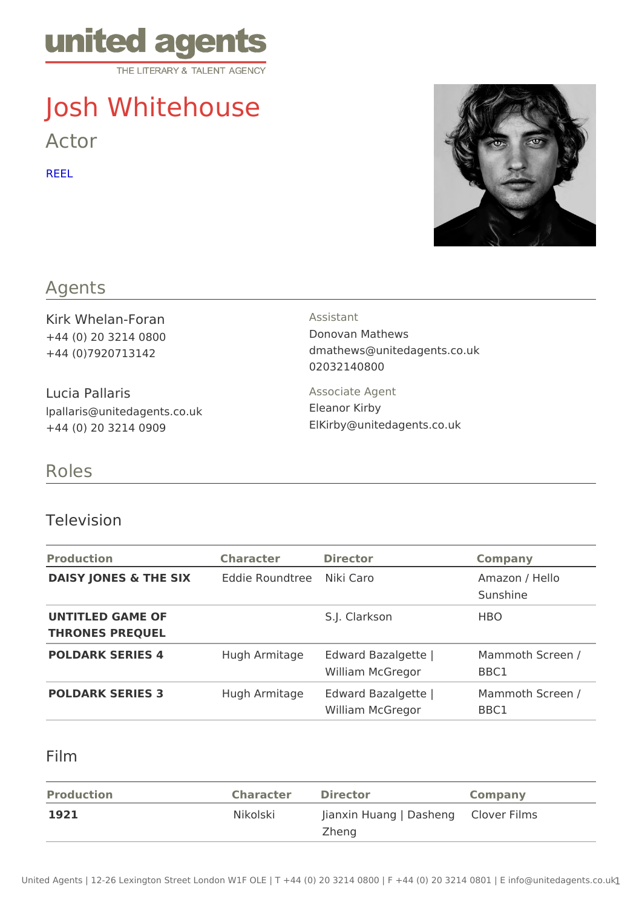united agents
THE LITERARY & TALENT AGENCY

# Josh Whitehouse

Actor

REEL

## Agents

Kirk Whelan-Foran
+44 (0) 20 3214 0800
+44 (0)7920713142

Lucia Pallaris
lpallaris@unitedagents.co.uk
+44 (0) 20 3214 0909

Assistant
Donovan Mathews
dmathews@unitedagents.co.uk
02032140800

Associate Agent
Eleanor Kirby
ElKirby@unitedagents.co.uk

## Roles

### Television

| Production | Character | Director | Company |
|---|---|---|---|
| **DAISY JONES & THE SIX** | Eddie Roundtree | Niki Caro | Amazon / Hello Sunshine |
| **UNTITLED GAME OF THRONES PREQUEL** | | S.J. Clarkson | HBO |
| **POLDARK SERIES 4** | Hugh Armitage | Edward Bazalgette \| William McGregor | Mammoth Screen / BBC1 |
| **POLDARK SERIES 3** | Hugh Armitage | Edward Bazalgette \| William McGregor | Mammoth Screen / BBC1 |

### Film

| Production | Character | Director | Company |
|---|---|---|---|
| **1921** | Nikolski | Jianxin Huang \| Dasheng Zheng | Clover Films |

United Agents | 12-26 Lexington Street London W1F OLE | T +44 (0) 20 3214 0800 | F +44 (0) 20 3214 0801 | E info@unitedagents.co.uk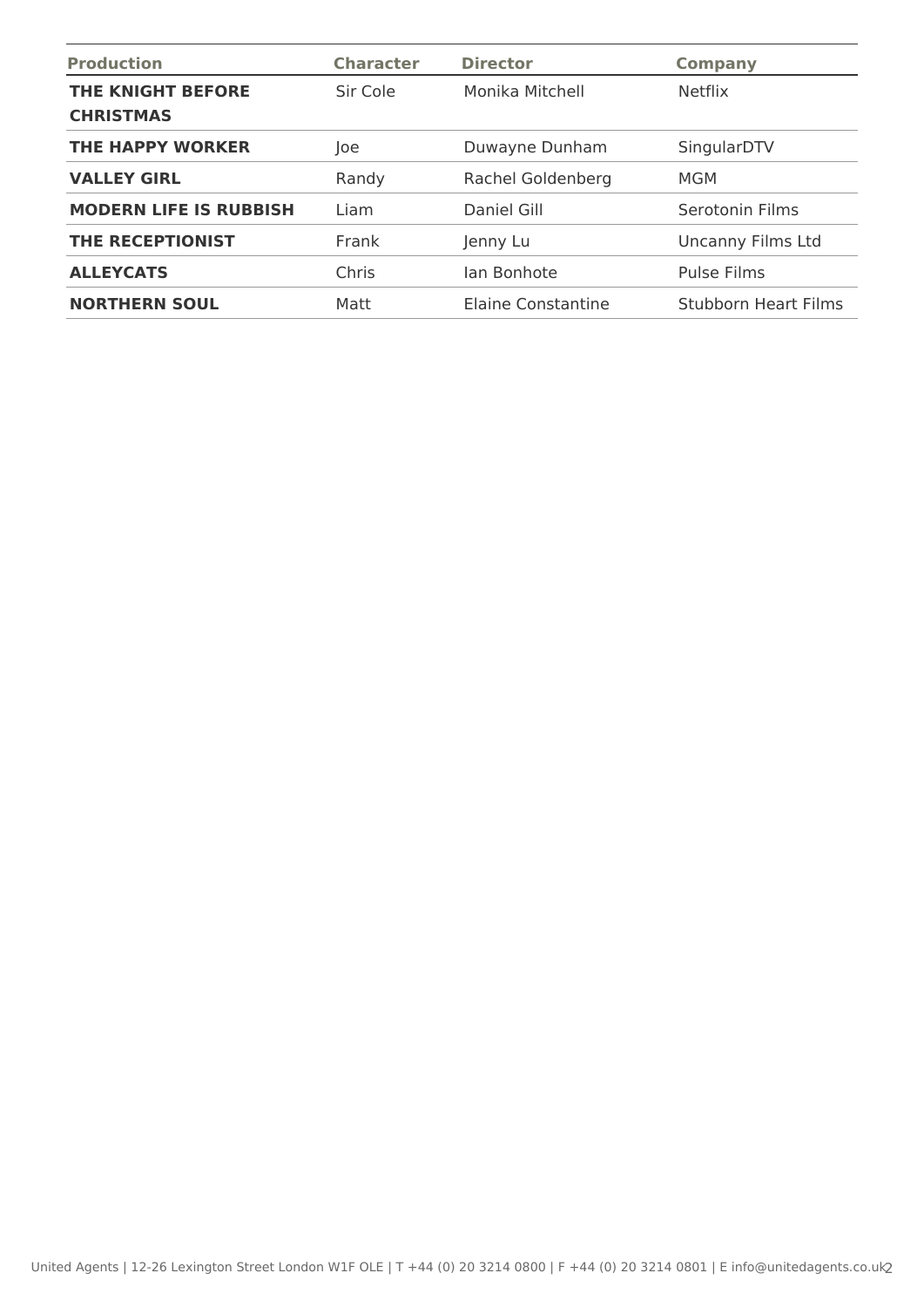| Production | Character | Director | Company |
| --- | --- | --- | --- |
| **THE KNIGHT BEFORE CHRISTMAS** | Sir Cole | Monika Mitchell | Netflix |
| **THE HAPPY WORKER** | Joe | Duwayne Dunham | SingularDTV |
| **VALLEY GIRL** | Randy | Rachel Goldenberg | MGM |
| **MODERN LIFE IS RUBBISH** | Liam | Daniel Gill | Serotonin Films |
| **THE RECEPTIONIST** | Frank | Jenny Lu | Uncanny Films Ltd |
| **ALLEYCATS** | Chris | Ian Bonhote | Pulse Films |
| **NORTHERN SOUL** | Matt | Elaine Constantine | Stubborn Heart Films |